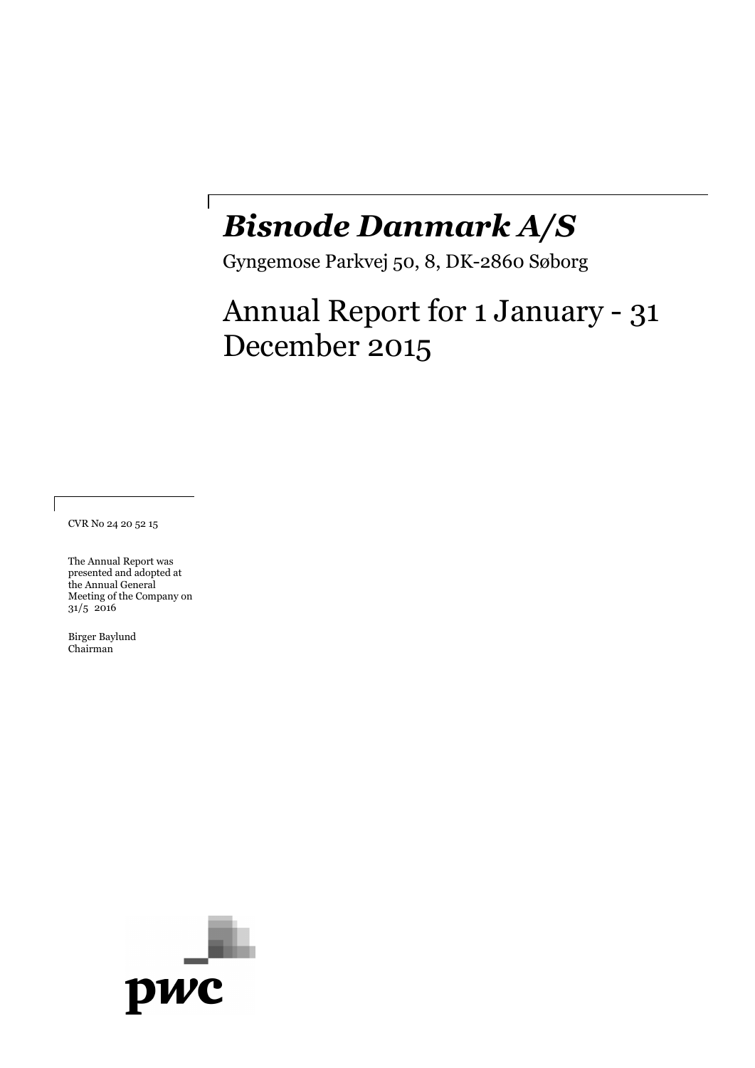# *Bisnode Danmark A/S*

Gyngemose Parkvej 50, 8, DK-2860 Søborg

## Annual Report for 1 January - 31 December 2015

CVR No 24 20 52 15

The Annual Report was presented and adopted at the Annual General Meeting of the Company on 31/5 2016

Birger Baylund
Chairman

pwc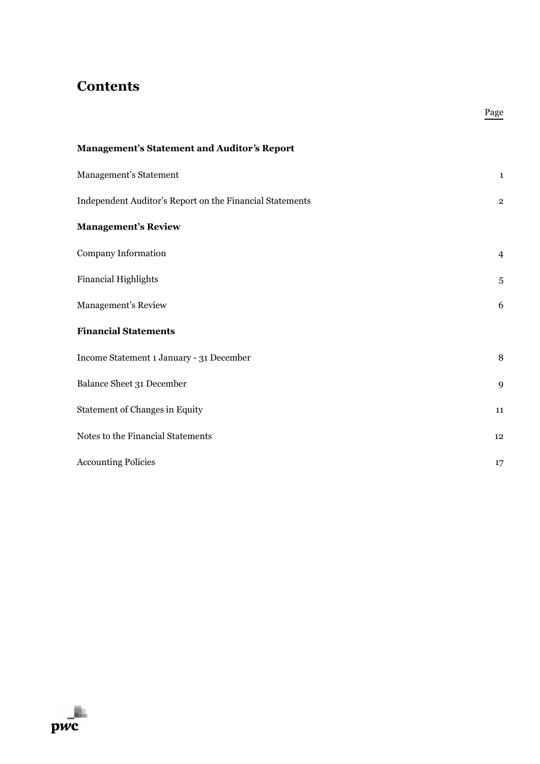# Contents

| | Page |
|---|---|
| **Management's Statement and Auditor's Report** | |
| Management's Statement | 1 |
| Independent Auditor's Report on the Financial Statements | 2 |
| **Management's Review** | |
| Company Information | 4 |
| Financial Highlights | 5 |
| Management's Review | 6 |
| **Financial Statements** | |
| Income Statement 1 January - 31 December | 8 |
| Balance Sheet 31 December | 9 |
| Statement of Changes in Equity | 11 |
| Notes to the Financial Statements | 12 |
| Accounting Policies | 17 |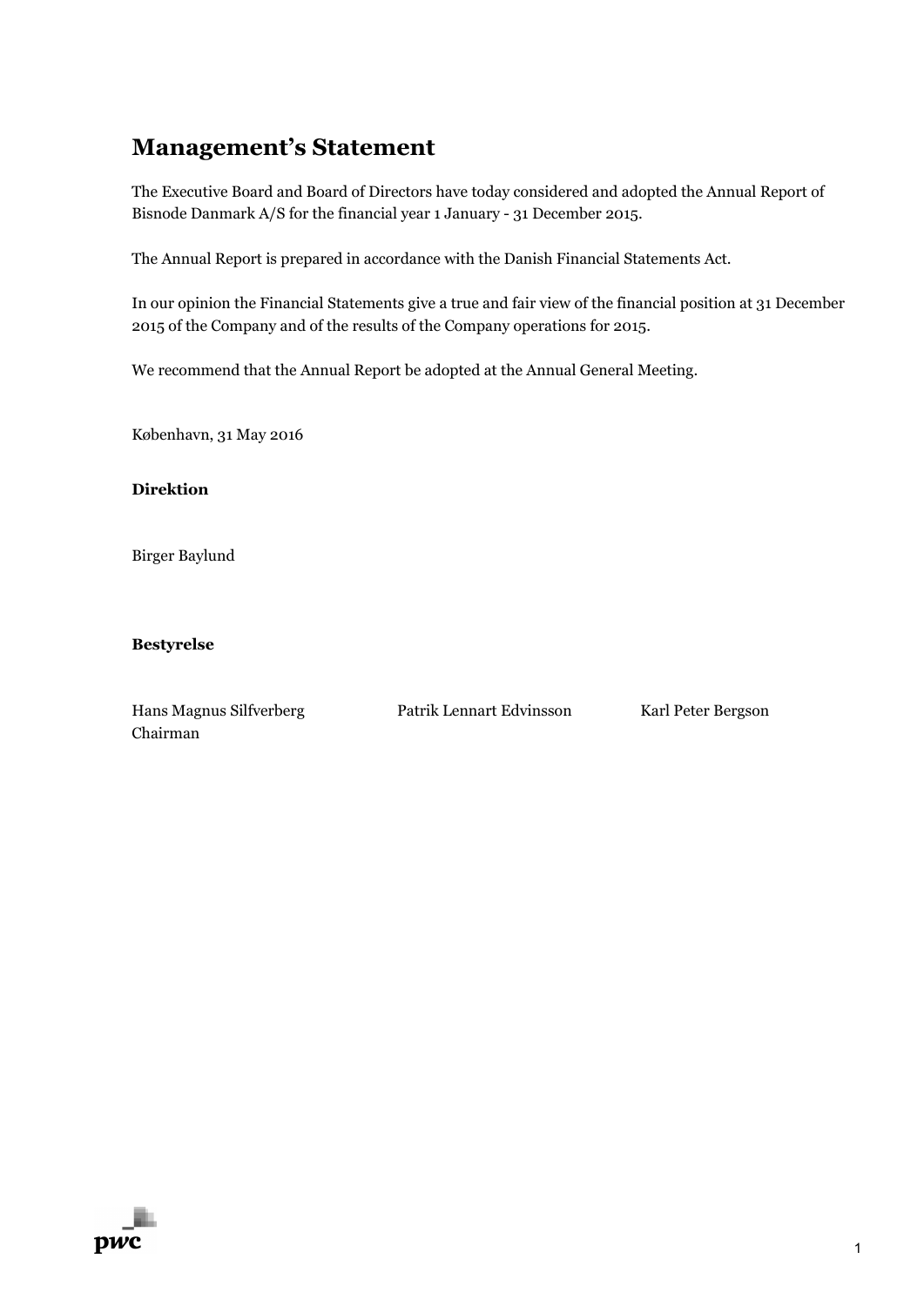# Management's Statement

The Executive Board and Board of Directors have today considered and adopted the Annual Report of Bisnode Danmark A/S for the financial year 1 January - 31 December 2015.

The Annual Report is prepared in accordance with the Danish Financial Statements Act.

In our opinion the Financial Statements give a true and fair view of the financial position at 31 December 2015 of the Company and of the results of the Company operations for 2015.

We recommend that the Annual Report be adopted at the Annual General Meeting.

København, 31 May 2016

**Direktion**

Birger Baylund

**Bestyrelse**

Hans Magnus Silfverberg
Chairman

Patrik Lennart Edvinsson

Karl Peter Bergson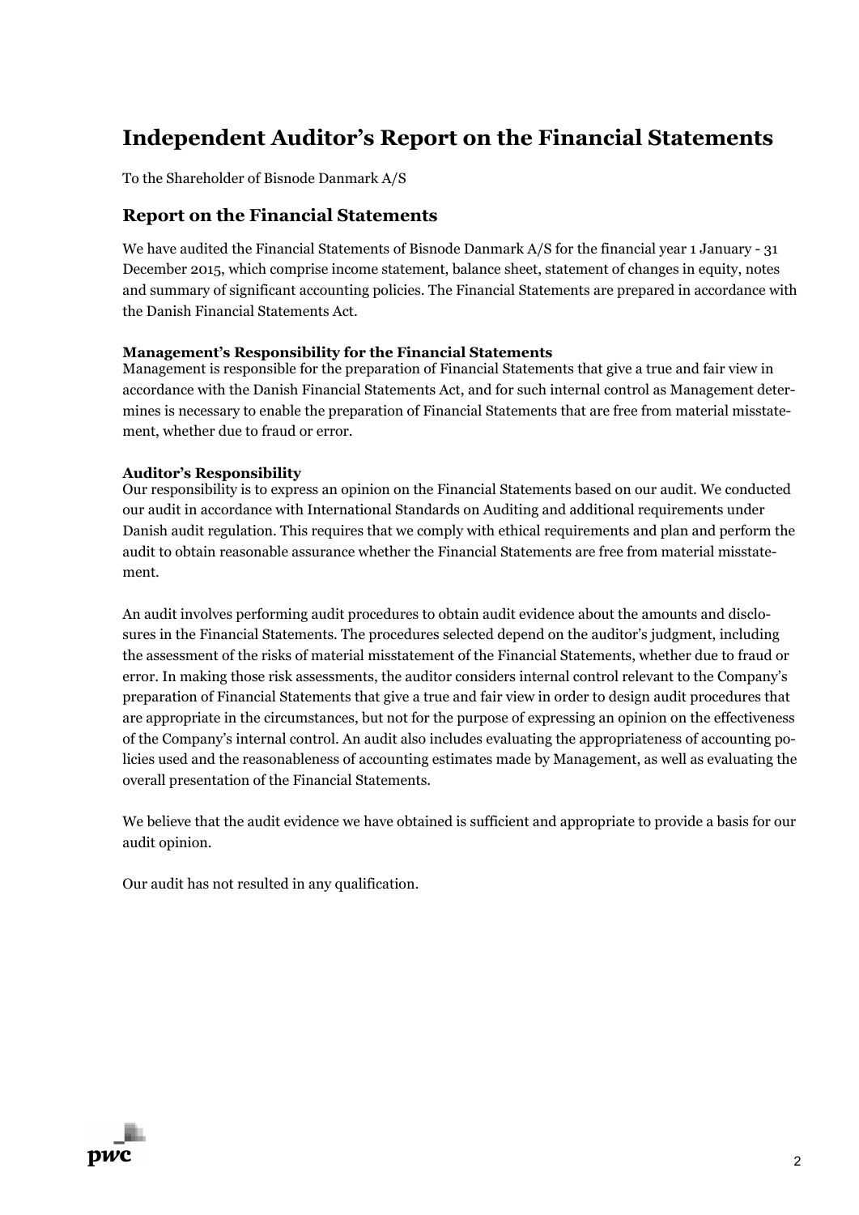# Independent Auditor's Report on the Financial Statements

To the Shareholder of Bisnode Danmark A/S

## Report on the Financial Statements

We have audited the Financial Statements of Bisnode Danmark A/S for the financial year 1 January - 31 December 2015, which comprise income statement, balance sheet, statement of changes in equity, notes and summary of significant accounting policies. The Financial Statements are prepared in accordance with the Danish Financial Statements Act.

**Management's Responsibility for the Financial Statements**

Management is responsible for the preparation of Financial Statements that give a true and fair view in accordance with the Danish Financial Statements Act, and for such internal control as Management determines is necessary to enable the preparation of Financial Statements that are free from material misstatement, whether due to fraud or error.

**Auditor's Responsibility**

Our responsibility is to express an opinion on the Financial Statements based on our audit. We conducted our audit in accordance with International Standards on Auditing and additional requirements under Danish audit regulation. This requires that we comply with ethical requirements and plan and perform the audit to obtain reasonable assurance whether the Financial Statements are free from material misstatement.

An audit involves performing audit procedures to obtain audit evidence about the amounts and disclosures in the Financial Statements. The procedures selected depend on the auditor's judgment, including the assessment of the risks of material misstatement of the Financial Statements, whether due to fraud or error. In making those risk assessments, the auditor considers internal control relevant to the Company's preparation of Financial Statements that give a true and fair view in order to design audit procedures that are appropriate in the circumstances, but not for the purpose of expressing an opinion on the effectiveness of the Company's internal control. An audit also includes evaluating the appropriateness of accounting policies used and the reasonableness of accounting estimates made by Management, as well as evaluating the overall presentation of the Financial Statements.

We believe that the audit evidence we have obtained is sufficient and appropriate to provide a basis for our audit opinion.

Our audit has not resulted in any qualification.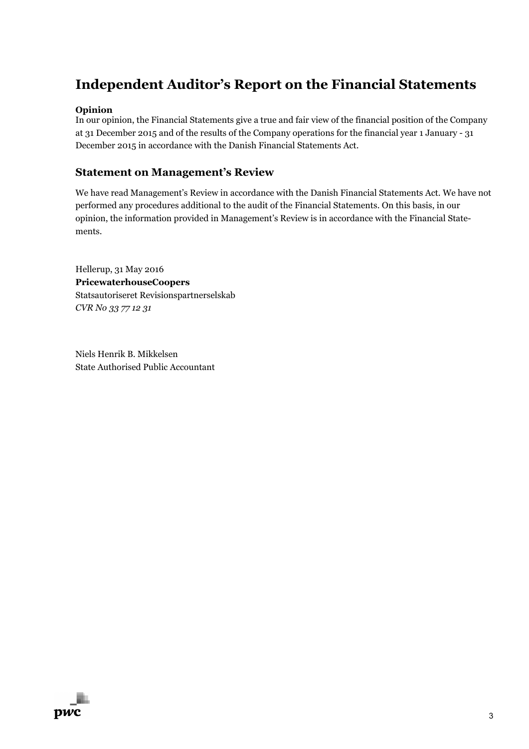# Independent Auditor's Report on the Financial Statements

**Opinion**

In our opinion, the Financial Statements give a true and fair view of the financial position of the Company at 31 December 2015 and of the results of the Company operations for the financial year 1 January - 31 December 2015 in accordance with the Danish Financial Statements Act.

## Statement on Management's Review

We have read Management's Review in accordance with the Danish Financial Statements Act. We have not performed any procedures additional to the audit of the Financial Statements. On this basis, in our opinion, the information provided in Management's Review is in accordance with the Financial Statements.

Hellerup, 31 May 2016
**PricewaterhouseCoopers**
Statsautoriseret Revisionspartnerselskab
*CVR No 33 77 12 31*

Niels Henrik B. Mikkelsen
State Authorised Public Accountant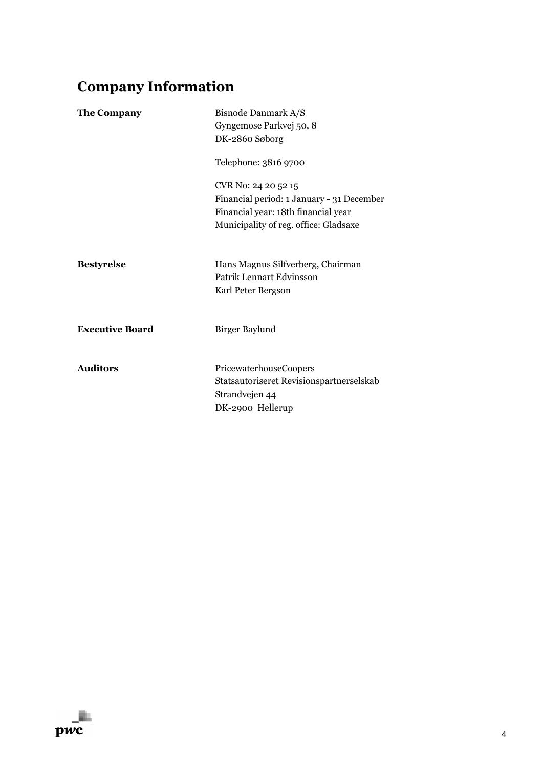# Company Information

| | |
|---|---|
| **The Company** | Bisnode Danmark A/S<br>Gyngemose Parkvej 50, 8<br>DK-2860 Søborg<br><br>Telephone: 3816 9700<br><br>CVR No: 24 20 52 15<br>Financial period: 1 January - 31 December<br>Financial year: 18th financial year<br>Municipality of reg. office: Gladsaxe |
| **Bestyrelse** | Hans Magnus Silfverberg, Chairman<br>Patrik Lennart Edvinsson<br>Karl Peter Bergson |
| **Executive Board** | Birger Baylund |
| **Auditors** | PricewaterhouseCoopers<br>Statsautoriseret Revisionspartnerselskab<br>Strandvejen 44<br>DK-2900 Hellerup |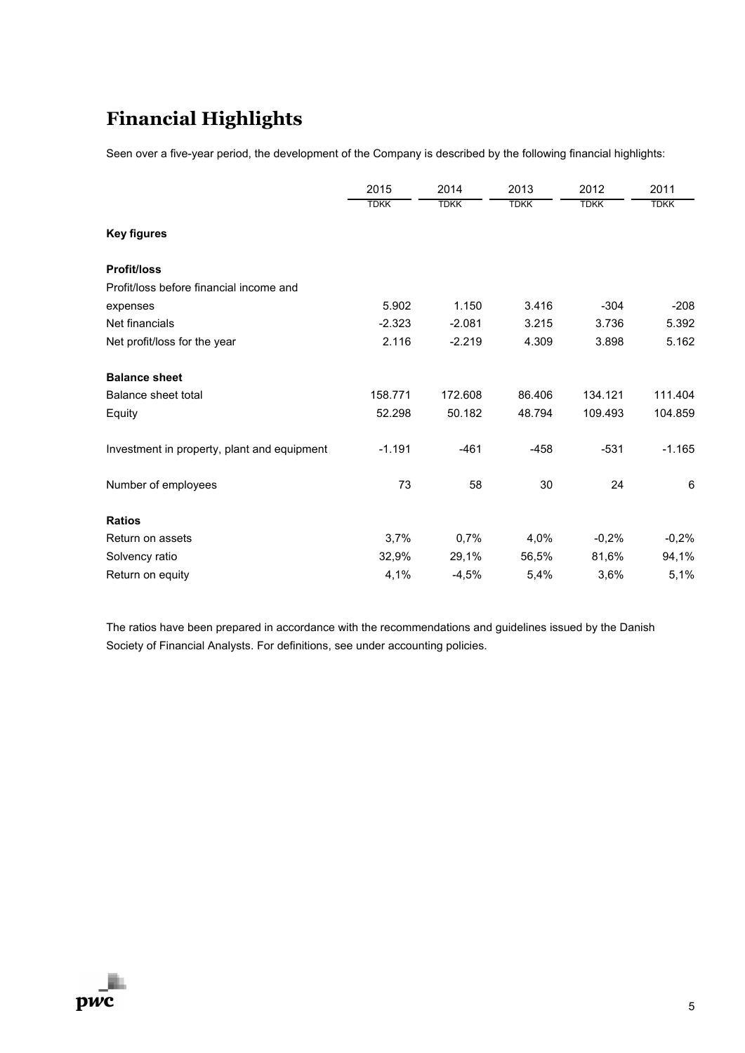# Financial Highlights

Seen over a five-year period, the development of the Company is described by the following financial highlights:

| | 2015 | 2014 | 2013 | 2012 | 2011 |
|---|---|---|---|---|---|
| | TDKK | TDKK | TDKK | TDKK | TDKK |
| **Key figures** | | | | | |
| **Profit/loss** | | | | | |
| Profit/loss before financial income and expenses | 5.902 | 1.150 | 3.416 | -304 | -208 |
| Net financials | -2.323 | -2.081 | 3.215 | 3.736 | 5.392 |
| Net profit/loss for the year | 2.116 | -2.219 | 4.309 | 3.898 | 5.162 |
| **Balance sheet** | | | | | |
| Balance sheet total | 158.771 | 172.608 | 86.406 | 134.121 | 111.404 |
| Equity | 52.298 | 50.182 | 48.794 | 109.493 | 104.859 |
| Investment in property, plant and equipment | -1.191 | -461 | -458 | -531 | -1.165 |
| Number of employees | 73 | 58 | 30 | 24 | 6 |
| **Ratios** | | | | | |
| Return on assets | 3,7% | 0,7% | 4,0% | -0,2% | -0,2% |
| Solvency ratio | 32,9% | 29,1% | 56,5% | 81,6% | 94,1% |
| Return on equity | 4,1% | -4,5% | 5,4% | 3,6% | 5,1% |

The ratios have been prepared in accordance with the recommendations and guidelines issued by the Danish Society of Financial Analysts. For definitions, see under accounting policies.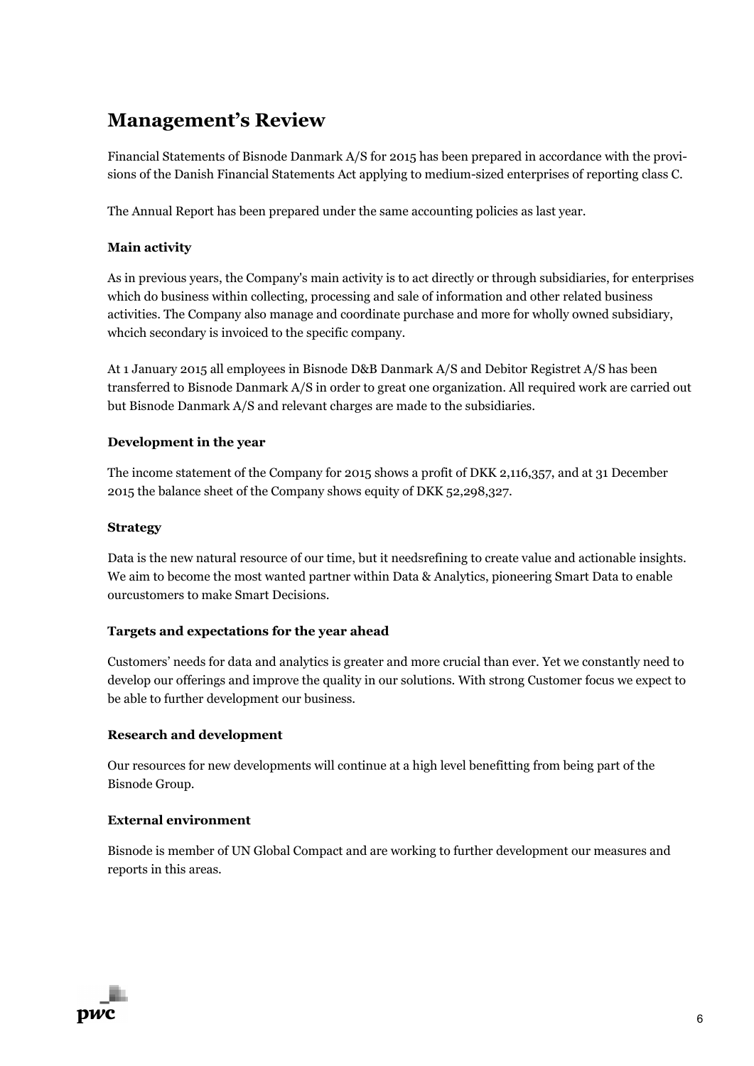# Management's Review

Financial Statements of Bisnode Danmark A/S for 2015 has been prepared in accordance with the provisions of the Danish Financial Statements Act applying to medium-sized enterprises of reporting class C.

The Annual Report has been prepared under the same accounting policies as last year.

### Main activity

As in previous years, the Company's main activity is to act directly or through subsidiaries, for enterprises which do business within collecting, processing and sale of information and other related business activities. The Company also manage and coordinate purchase and more for wholly owned subsidiary, whcich secondary is invoiced to the specific company.

At 1 January 2015 all employees in Bisnode D&B Danmark A/S and Debitor Registret A/S has been transferred to Bisnode Danmark A/S in order to great one organization. All required work are carried out but Bisnode Danmark A/S and relevant charges are made to the subsidiaries.

### Development in the year

The income statement of the Company for 2015 shows a profit of DKK 2,116,357, and at 31 December 2015 the balance sheet of the Company shows equity of DKK 52,298,327.

### Strategy

Data is the new natural resource of our time, but it needsrefining to create value and actionable insights. We aim to become the most wanted partner within Data & Analytics, pioneering Smart Data to enable ourcustomers to make Smart Decisions.

### Targets and expectations for the year ahead

Customers' needs for data and analytics is greater and more crucial than ever. Yet we constantly need to develop our offerings and improve the quality in our solutions. With strong Customer focus we expect to be able to further development our business.

### Research and development

Our resources for new developments will continue at a high level benefitting from being part of the Bisnode Group.

### External environment

Bisnode is member of UN Global Compact and are working to further development our measures and reports in this areas.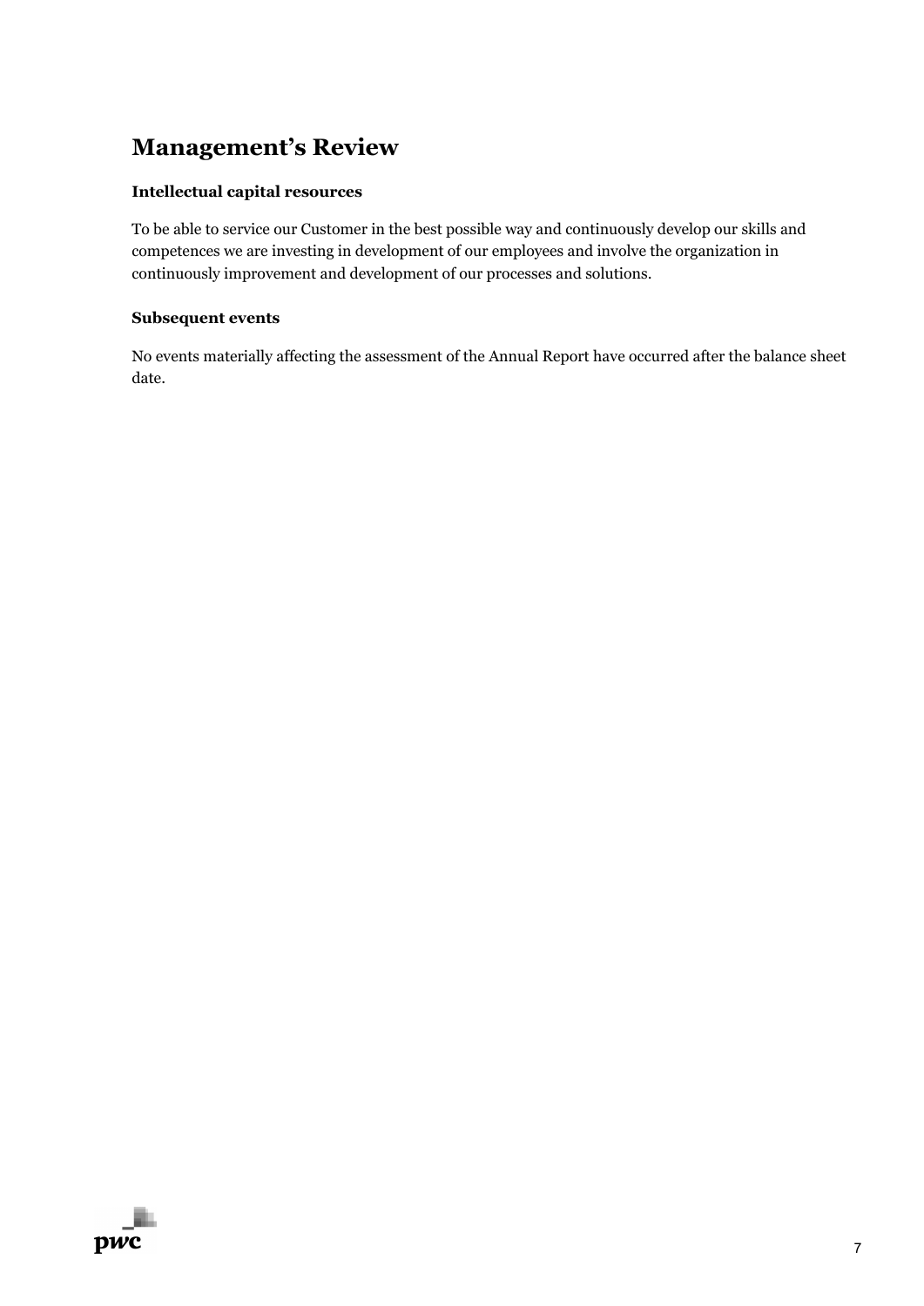# Management's Review

### Intellectual capital resources

To be able to service our Customer in the best possible way and continuously develop our skills and competences we are investing in development of our employees and involve the organization in continuously improvement and development of our processes and solutions.

### Subsequent events

No events materially affecting the assessment of the Annual Report have occurred after the balance sheet date.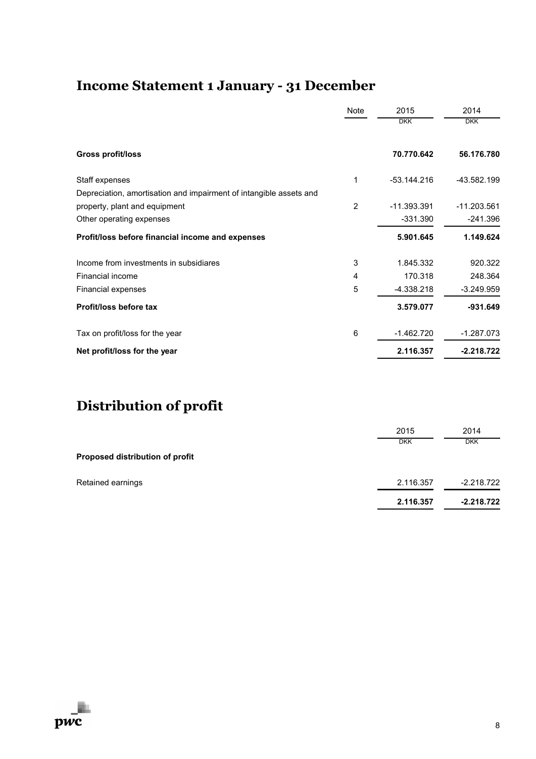# Income Statement 1 January - 31 December

| | Note | 2015 | 2014 |
|---|---|---|---|
| | | DKK | DKK |
| **Gross profit/loss** | | **70.770.642** | **56.176.780** |
| Staff expenses | 1 | -53.144.216 | -43.582.199 |
| Depreciation, amortisation and impairment of intangible assets and property, plant and equipment | 2 | -11.393.391 | -11.203.561 |
| Other operating expenses | | -331.390 | -241.396 |
| **Profit/loss before financial income and expenses** | | **5.901.645** | **1.149.624** |
| Income from investments in subsidiares | 3 | 1.845.332 | 920.322 |
| Financial income | 4 | 170.318 | 248.364 |
| Financial expenses | 5 | -4.338.218 | -3.249.959 |
| **Profit/loss before tax** | | **3.579.077** | **-931.649** |
| Tax on profit/loss for the year | 6 | -1.462.720 | -1.287.073 |
| **Net profit/loss for the year** | | **2.116.357** | **-2.218.722** |

# Distribution of profit

| | 2015 | 2014 |
|---|---|---|
| | DKK | DKK |
| **Proposed distribution of profit** | | |
| Retained earnings | 2.116.357 | -2.218.722 |
| | **2.116.357** | **-2.218.722** |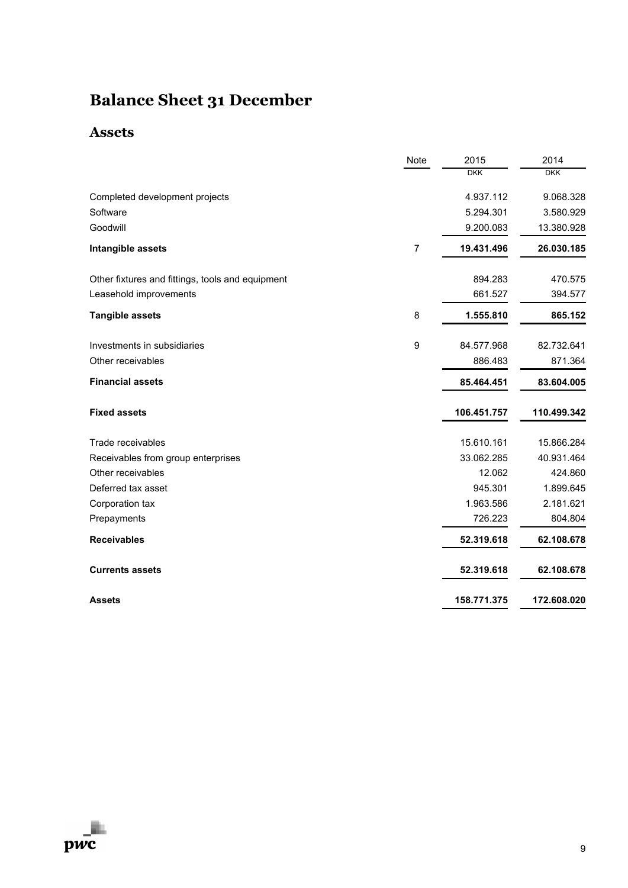# Balance Sheet 31 December

## Assets

| | Note | 2015 | 2014 |
|---|---|---|---|
| | | DKK | DKK |
| Completed development projects | | 4.937.112 | 9.068.328 |
| Software | | 5.294.301 | 3.580.929 |
| Goodwill | | 9.200.083 | 13.380.928 |
| **Intangible assets** | 7 | **19.431.496** | **26.030.185** |
| Other fixtures and fittings, tools and equipment | | 894.283 | 470.575 |
| Leasehold improvements | | 661.527 | 394.577 |
| **Tangible assets** | 8 | **1.555.810** | **865.152** |
| Investments in subsidiaries | 9 | 84.577.968 | 82.732.641 |
| Other receivables | | 886.483 | 871.364 |
| **Financial assets** | | **85.464.451** | **83.604.005** |
| **Fixed assets** | | **106.451.757** | **110.499.342** |
| Trade receivables | | 15.610.161 | 15.866.284 |
| Receivables from group enterprises | | 33.062.285 | 40.931.464 |
| Other receivables | | 12.062 | 424.860 |
| Deferred tax asset | | 945.301 | 1.899.645 |
| Corporation tax | | 1.963.586 | 2.181.621 |
| Prepayments | | 726.223 | 804.804 |
| **Receivables** | | **52.319.618** | **62.108.678** |
| **Currents assets** | | **52.319.618** | **62.108.678** |
| **Assets** | | **158.771.375** | **172.608.020** |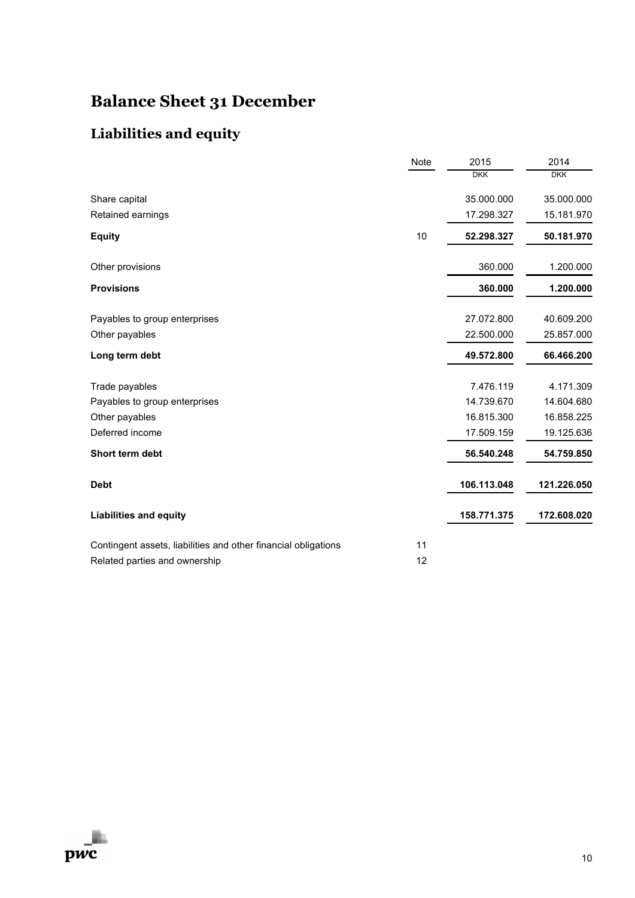# Balance Sheet 31 December

## Liabilities and equity

| | Note | 2015 | 2014 |
|---|---|---|---|
| | | DKK | DKK |
| Share capital | | 35.000.000 | 35.000.000 |
| Retained earnings | | 17.298.327 | 15.181.970 |
| **Equity** | 10 | **52.298.327** | **50.181.970** |
| Other provisions | | 360.000 | 1.200.000 |
| **Provisions** | | **360.000** | **1.200.000** |
| Payables to group enterprises | | 27.072.800 | 40.609.200 |
| Other payables | | 22.500.000 | 25.857.000 |
| **Long term debt** | | **49.572.800** | **66.466.200** |
| Trade payables | | 7.476.119 | 4.171.309 |
| Payables to group enterprises | | 14.739.670 | 14.604.680 |
| Other payables | | 16.815.300 | 16.858.225 |
| Deferred income | | 17.509.159 | 19.125.636 |
| **Short term debt** | | **56.540.248** | **54.759.850** |
| **Debt** | | **106.113.048** | **121.226.050** |
| **Liabilities and equity** | | **158.771.375** | **172.608.020** |
| Contingent assets, liabilities and other financial obligations | 11 | | |
| Related parties and ownership | 12 | | |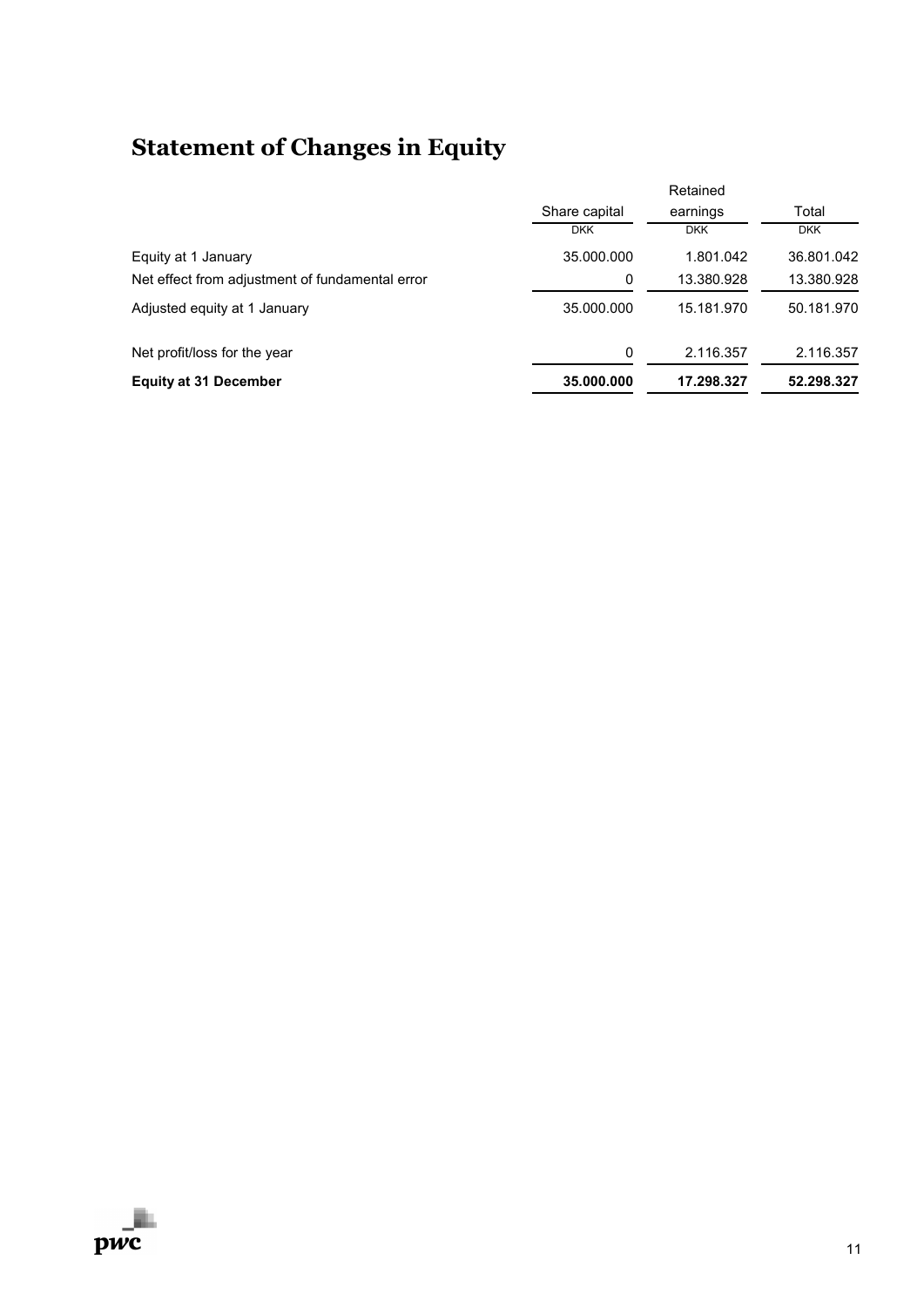# Statement of Changes in Equity

| | Share capital | Retained earnings | Total |
|---|---|---|---|
| | DKK | DKK | DKK |
| Equity at 1 January | 35.000.000 | 1.801.042 | 36.801.042 |
| Net effect from adjustment of fundamental error | 0 | 13.380.928 | 13.380.928 |
| Adjusted equity at 1 January | 35.000.000 | 15.181.970 | 50.181.970 |
| Net profit/loss for the year | 0 | 2.116.357 | 2.116.357 |
| **Equity at 31 December** | **35.000.000** | **17.298.327** | **52.298.327** |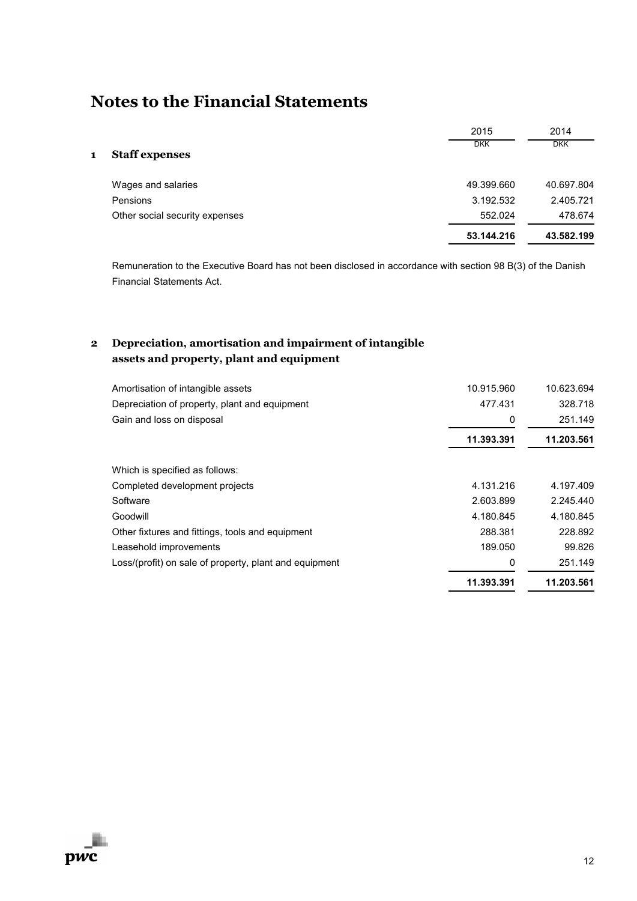# Notes to the Financial Statements

## 1 Staff expenses

| | 2015 | 2014 |
|---|---|---|
| | DKK | DKK |
| Wages and salaries | 49.399.660 | 40.697.804 |
| Pensions | 3.192.532 | 2.405.721 |
| Other social security expenses | 552.024 | 478.674 |
| | **53.144.216** | **43.582.199** |

Remuneration to the Executive Board has not been disclosed in accordance with section 98 B(3) of the Danish Financial Statements Act.

## 2 Depreciation, amortisation and impairment of intangible assets and property, plant and equipment

| | 2015 | 2014 |
|---|---|---|
| Amortisation of intangible assets | 10.915.960 | 10.623.694 |
| Depreciation of property, plant and equipment | 477.431 | 328.718 |
| Gain and loss on disposal | 0 | 251.149 |
| | **11.393.391** | **11.203.561** |
| Which is specified as follows: | | |
| Completed development projects | 4.131.216 | 4.197.409 |
| Software | 2.603.899 | 2.245.440 |
| Goodwill | 4.180.845 | 4.180.845 |
| Other fixtures and fittings, tools and equipment | 288.381 | 228.892 |
| Leasehold improvements | 189.050 | 99.826 |
| Loss/(profit) on sale of property, plant and equipment | 0 | 251.149 |
| | **11.393.391** | **11.203.561** |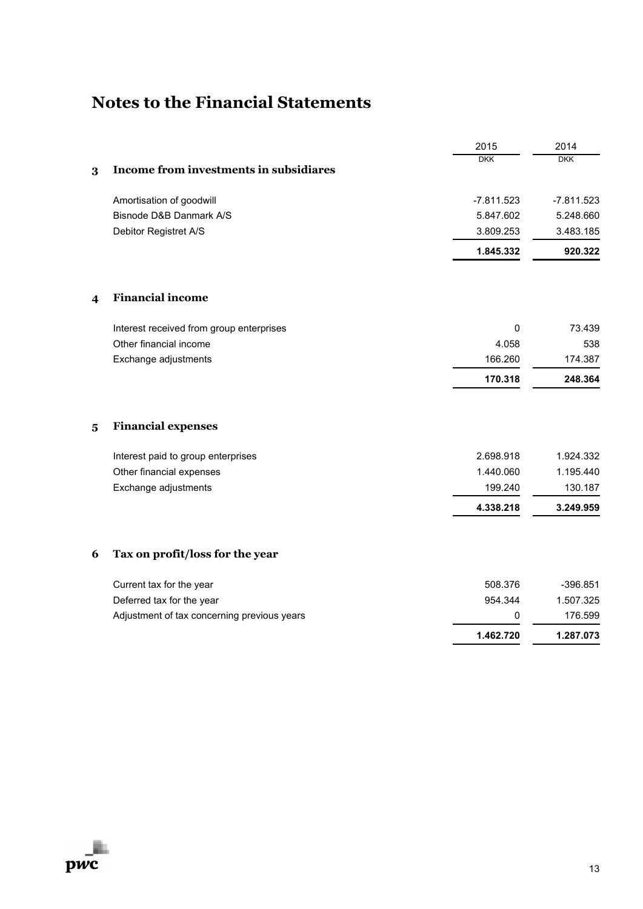# Notes to the Financial Statements

| | | 2015 | 2014 |
|---|---|---|---|
| | | DKK | DKK |
| **3** | **Income from investments in subsidiares** | | |
| | Amortisation of goodwill | -7.811.523 | -7.811.523 |
| | Bisnode D&B Danmark A/S | 5.847.602 | 5.248.660 |
| | Debitor Registret A/S | 3.809.253 | 3.483.185 |
| | | **1.845.332** | **920.322** |
| **4** | **Financial income** | | |
| | Interest received from group enterprises | 0 | 73.439 |
| | Other financial income | 4.058 | 538 |
| | Exchange adjustments | 166.260 | 174.387 |
| | | **170.318** | **248.364** |
| **5** | **Financial expenses** | | |
| | Interest paid to group enterprises | 2.698.918 | 1.924.332 |
| | Other financial expenses | 1.440.060 | 1.195.440 |
| | Exchange adjustments | 199.240 | 130.187 |
| | | **4.338.218** | **3.249.959** |
| **6** | **Tax on profit/loss for the year** | | |
| | Current tax for the year | 508.376 | -396.851 |
| | Deferred tax for the year | 954.344 | 1.507.325 |
| | Adjustment of tax concerning previous years | 0 | 176.599 |
| | | **1.462.720** | **1.287.073** |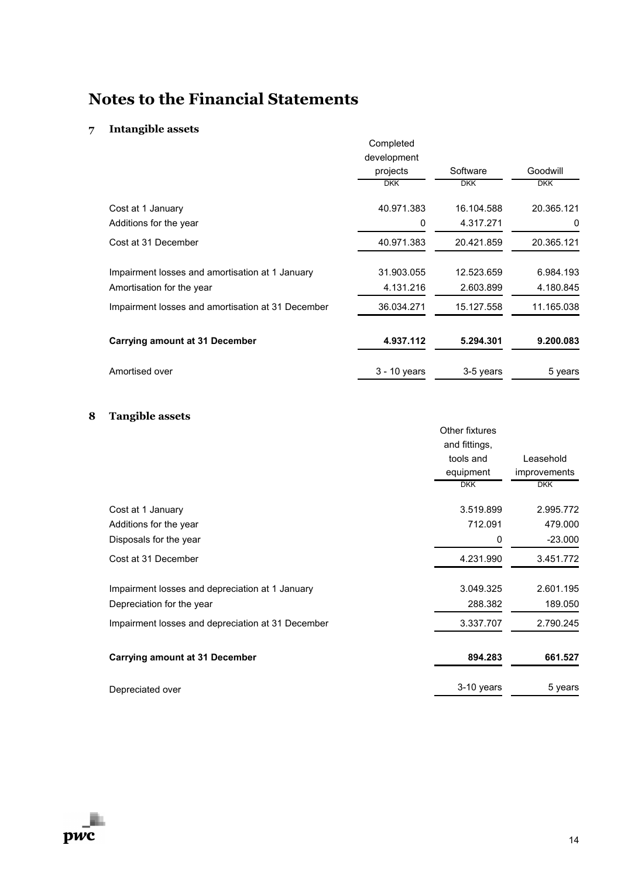# Notes to the Financial Statements

## 7 Intangible assets

| | Completed development projects | Software | Goodwill |
|---|---|---|---|
| | DKK | DKK | DKK |
| Cost at 1 January | 40.971.383 | 16.104.588 | 20.365.121 |
| Additions for the year | 0 | 4.317.271 | 0 |
| Cost at 31 December | 40.971.383 | 20.421.859 | 20.365.121 |
| Impairment losses and amortisation at 1 January | 31.903.055 | 12.523.659 | 6.984.193 |
| Amortisation for the year | 4.131.216 | 2.603.899 | 4.180.845 |
| Impairment losses and amortisation at 31 December | 36.034.271 | 15.127.558 | 11.165.038 |
| **Carrying amount at 31 December** | **4.937.112** | **5.294.301** | **9.200.083** |
| Amortised over | 3 - 10 years | 3-5 years | 5 years |

## 8 Tangible assets

| | Other fixtures and fittings, tools and equipment | Leasehold improvements |
|---|---|---|
| | DKK | DKK |
| Cost at 1 January | 3.519.899 | 2.995.772 |
| Additions for the year | 712.091 | 479.000 |
| Disposals for the year | 0 | -23.000 |
| Cost at 31 December | 4.231.990 | 3.451.772 |
| Impairment losses and depreciation at 1 January | 3.049.325 | 2.601.195 |
| Depreciation for the year | 288.382 | 189.050 |
| Impairment losses and depreciation at 31 December | 3.337.707 | 2.790.245 |
| **Carrying amount at 31 December** | **894.283** | **661.527** |
| Depreciated over | 3-10 years | 5 years |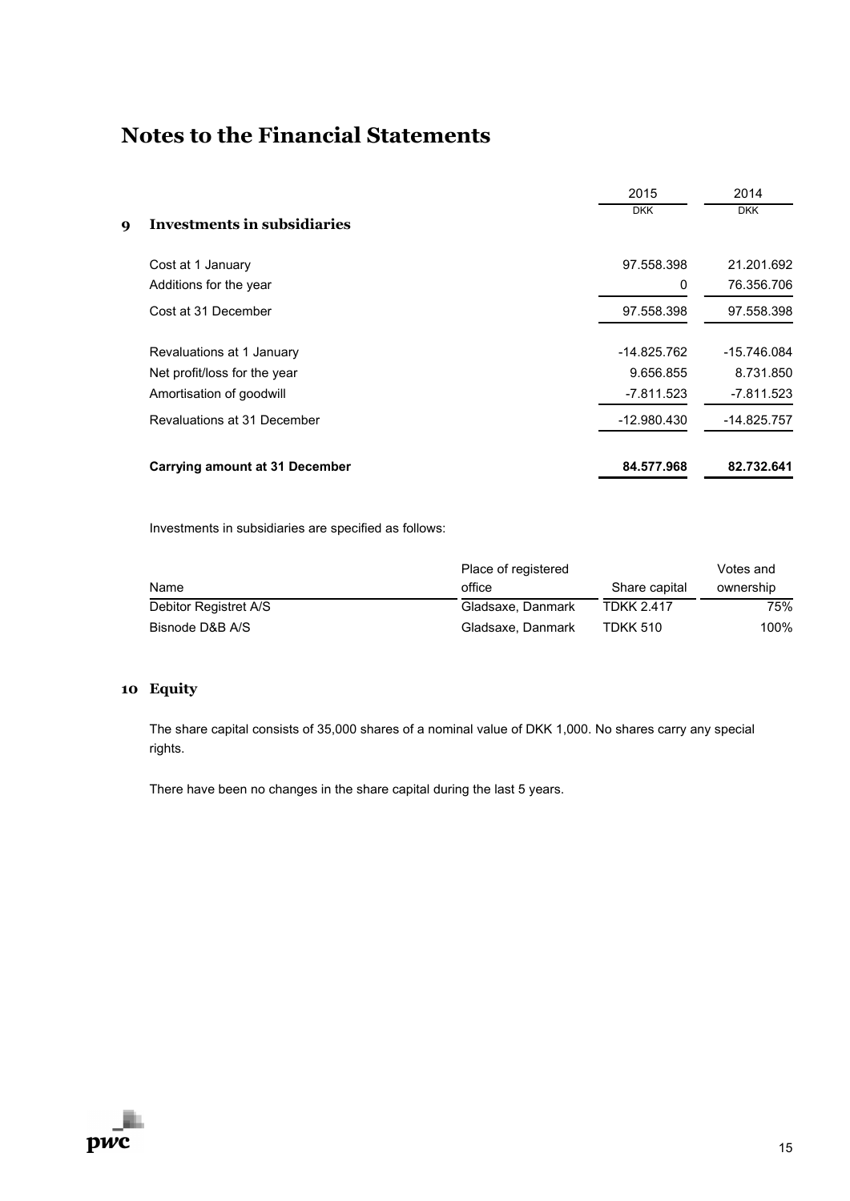# Notes to the Financial Statements

| | 2015 | 2014 |
|---|---|---|
| | DKK | DKK |
| **9 Investments in subsidiaries** | | |
| Cost at 1 January | 97.558.398 | 21.201.692 |
| Additions for the year | 0 | 76.356.706 |
| Cost at 31 December | 97.558.398 | 97.558.398 |
| Revaluations at 1 January | -14.825.762 | -15.746.084 |
| Net profit/loss for the year | 9.656.855 | 8.731.850 |
| Amortisation of goodwill | -7.811.523 | -7.811.523 |
| Revaluations at 31 December | -12.980.430 | -14.825.757 |
| **Carrying amount at 31 December** | **84.577.968** | **82.732.641** |

Investments in subsidiaries are specified as follows:

| Name | Place of registered office | Share capital | Votes and ownership |
|---|---|---|---|
| Debitor Registret A/S | Gladsaxe, Danmark | TDKK 2.417 | 75% |
| Bisnode D&B A/S | Gladsaxe, Danmark | TDKK 510 | 100% |

## 10 Equity

The share capital consists of 35,000 shares of a nominal value of DKK 1,000. No shares carry any special rights.

There have been no changes in the share capital during the last 5 years.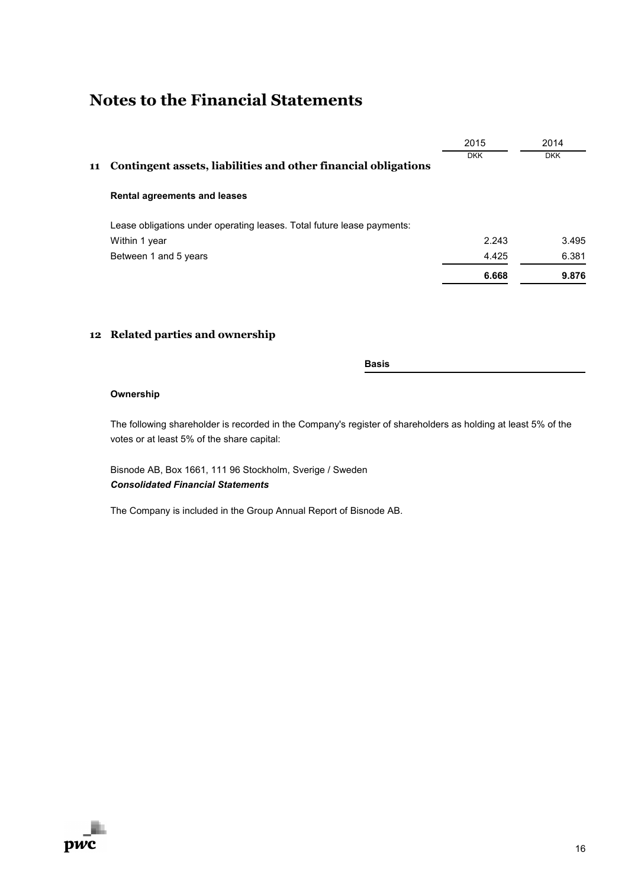# Notes to the Financial Statements

| | 2015 | 2014 |
|---|---|---|
| | DKK | DKK |
| **11 Contingent assets, liabilities and other financial obligations** | | |
| **Rental agreements and leases** | | |
| Lease obligations under operating leases. Total future lease payments: | | |
| Within 1 year | 2.243 | 3.495 |
| Between 1 and 5 years | 4.425 | 6.381 |
| | **6.668** | **9.876** |

## 12 Related parties and ownership

**Basis**

**Ownership**

The following shareholder is recorded in the Company's register of shareholders as holding at least 5% of the votes or at least 5% of the share capital:

Bisnode AB, Box 1661, 111 96 Stockholm, Sverige / Sweden

***Consolidated Financial Statements***

The Company is included in the Group Annual Report of Bisnode AB.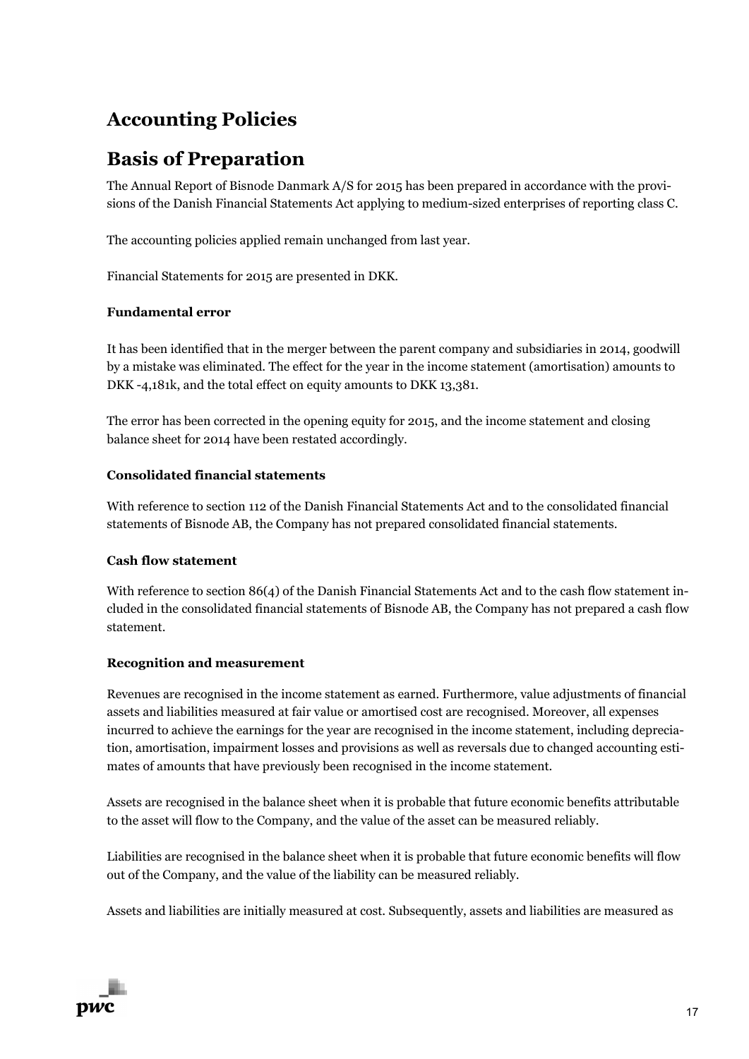# Accounting Policies

# Basis of Preparation

The Annual Report of Bisnode Danmark A/S for 2015 has been prepared in accordance with the provisions of the Danish Financial Statements Act applying to medium-sized enterprises of reporting class C.

The accounting policies applied remain unchanged from last year.

Financial Statements for 2015 are presented in DKK.

**Fundamental error**

It has been identified that in the merger between the parent company and subsidiaries in 2014, goodwill by a mistake was eliminated. The effect for the year in the income statement (amortisation) amounts to DKK -4,181k, and the total effect on equity amounts to DKK 13,381.

The error has been corrected in the opening equity for 2015, and the income statement and closing balance sheet for 2014 have been restated accordingly.

**Consolidated financial statements**

With reference to section 112 of the Danish Financial Statements Act and to the consolidated financial statements of Bisnode AB, the Company has not prepared consolidated financial statements.

**Cash flow statement**

With reference to section 86(4) of the Danish Financial Statements Act and to the cash flow statement included in the consolidated financial statements of Bisnode AB, the Company has not prepared a cash flow statement.

**Recognition and measurement**

Revenues are recognised in the income statement as earned. Furthermore, value adjustments of financial assets and liabilities measured at fair value or amortised cost are recognised. Moreover, all expenses incurred to achieve the earnings for the year are recognised in the income statement, including depreciation, amortisation, impairment losses and provisions as well as reversals due to changed accounting estimates of amounts that have previously been recognised in the income statement.

Assets are recognised in the balance sheet when it is probable that future economic benefits attributable to the asset will flow to the Company, and the value of the asset can be measured reliably.

Liabilities are recognised in the balance sheet when it is probable that future economic benefits will flow out of the Company, and the value of the liability can be measured reliably.

Assets and liabilities are initially measured at cost. Subsequently, assets and liabilities are measured as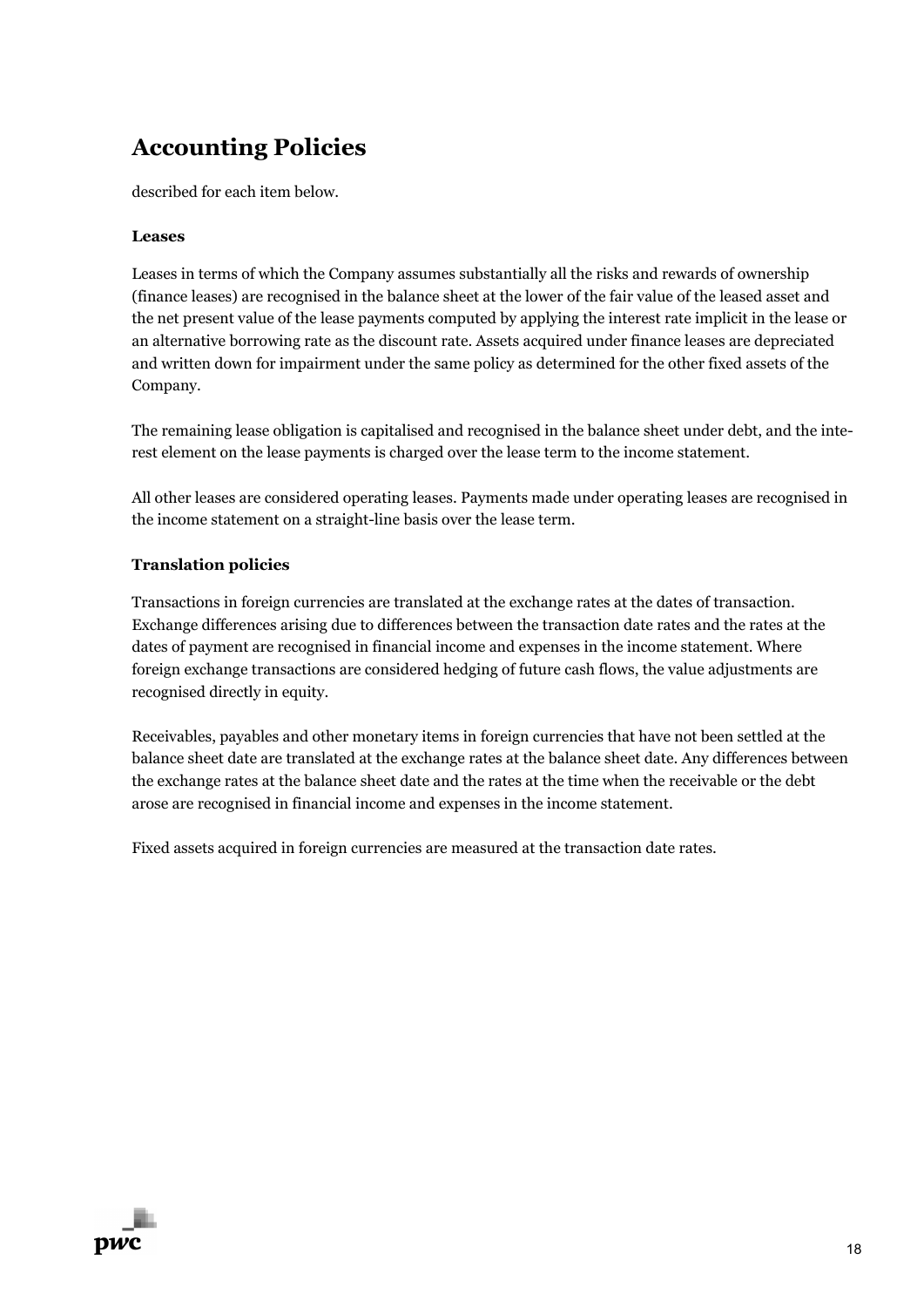# Accounting Policies

described for each item below.

**Leases**

Leases in terms of which the Company assumes substantially all the risks and rewards of ownership (finance leases) are recognised in the balance sheet at the lower of the fair value of the leased asset and the net present value of the lease payments computed by applying the interest rate implicit in the lease or an alternative borrowing rate as the discount rate. Assets acquired under finance leases are depreciated and written down for impairment under the same policy as determined for the other fixed assets of the Company.

The remaining lease obligation is capitalised and recognised in the balance sheet under debt, and the interest element on the lease payments is charged over the lease term to the income statement.

All other leases are considered operating leases. Payments made under operating leases are recognised in the income statement on a straight-line basis over the lease term.

**Translation policies**

Transactions in foreign currencies are translated at the exchange rates at the dates of transaction. Exchange differences arising due to differences between the transaction date rates and the rates at the dates of payment are recognised in financial income and expenses in the income statement. Where foreign exchange transactions are considered hedging of future cash flows, the value adjustments are recognised directly in equity.

Receivables, payables and other monetary items in foreign currencies that have not been settled at the balance sheet date are translated at the exchange rates at the balance sheet date. Any differences between the exchange rates at the balance sheet date and the rates at the time when the receivable or the debt arose are recognised in financial income and expenses in the income statement.

Fixed assets acquired in foreign currencies are measured at the transaction date rates.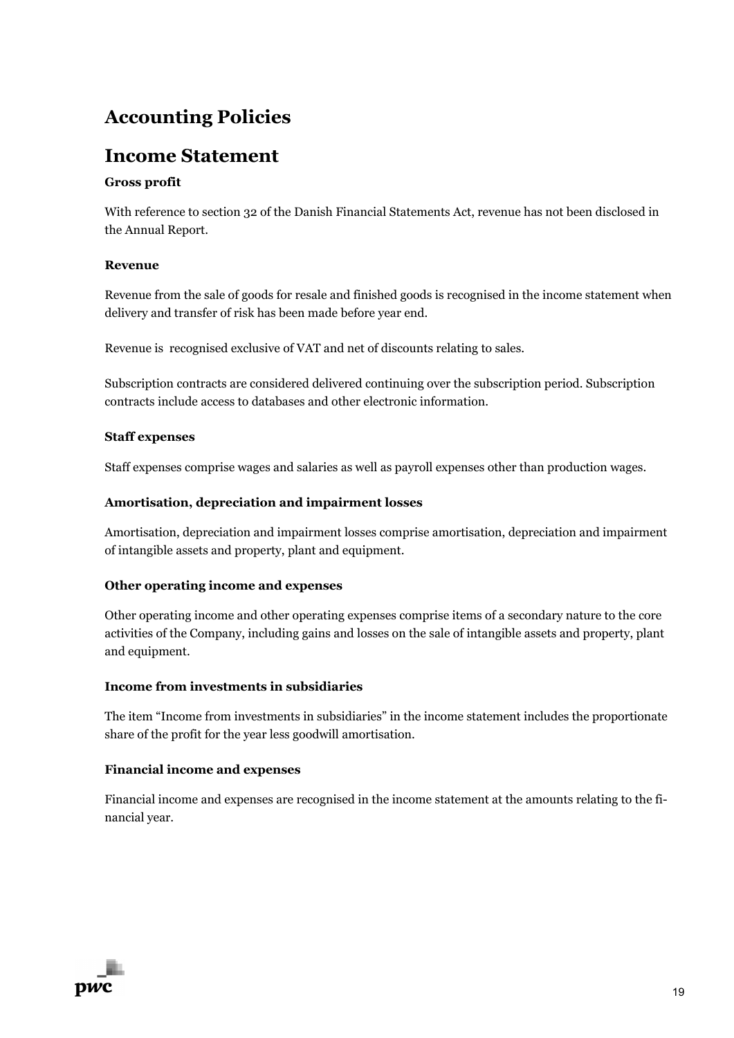# Accounting Policies

## Income Statement

### Gross profit

With reference to section 32 of the Danish Financial Statements Act, revenue has not been disclosed in the Annual Report.

### Revenue

Revenue from the sale of goods for resale and finished goods is recognised in the income statement when delivery and transfer of risk has been made before year end.

Revenue is recognised exclusive of VAT and net of discounts relating to sales.

Subscription contracts are considered delivered continuing over the subscription period. Subscription contracts include access to databases and other electronic information.

### Staff expenses

Staff expenses comprise wages and salaries as well as payroll expenses other than production wages.

### Amortisation, depreciation and impairment losses

Amortisation, depreciation and impairment losses comprise amortisation, depreciation and impairment of intangible assets and property, plant and equipment.

### Other operating income and expenses

Other operating income and other operating expenses comprise items of a secondary nature to the core activities of the Company, including gains and losses on the sale of intangible assets and property, plant and equipment.

### Income from investments in subsidiaries

The item “Income from investments in subsidiaries” in the income statement includes the proportionate share of the profit for the year less goodwill amortisation.

### Financial income and expenses

Financial income and expenses are recognised in the income statement at the amounts relating to the financial year.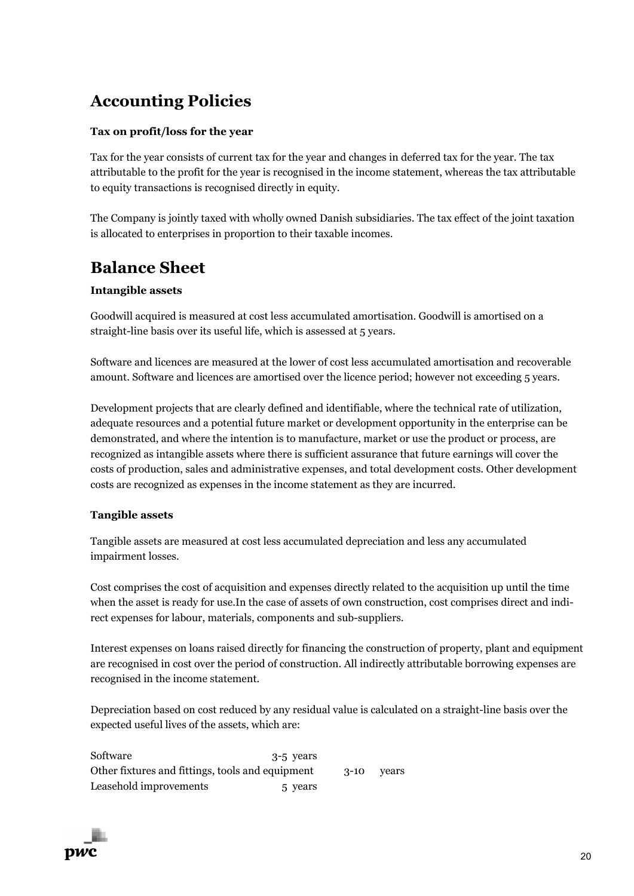# Accounting Policies

### Tax on profit/loss for the year

Tax for the year consists of current tax for the year and changes in deferred tax for the year. The tax attributable to the profit for the year is recognised in the income statement, whereas the tax attributable to equity transactions is recognised directly in equity.

The Company is jointly taxed with wholly owned Danish subsidiaries. The tax effect of the joint taxation is allocated to enterprises in proportion to their taxable incomes.

# Balance Sheet

### Intangible assets

Goodwill acquired is measured at cost less accumulated amortisation. Goodwill is amortised on a straight-line basis over its useful life, which is assessed at 5 years.

Software and licences are measured at the lower of cost less accumulated amortisation and recoverable amount. Software and licences are amortised over the licence period; however not exceeding 5 years.

Development projects that are clearly defined and identifiable, where the technical rate of utilization, adequate resources and a potential future market or development opportunity in the enterprise can be demonstrated, and where the intention is to manufacture, market or use the product or process, are recognized as intangible assets where there is sufficient assurance that future earnings will cover the costs of production, sales and administrative expenses, and total development costs. Other development costs are recognized as expenses in the income statement as they are incurred.

### Tangible assets

Tangible assets are measured at cost less accumulated depreciation and less any accumulated impairment losses.

Cost comprises the cost of acquisition and expenses directly related to the acquisition up until the time when the asset is ready for use.In the case of assets of own construction, cost comprises direct and indirect expenses for labour, materials, components and sub-suppliers.

Interest expenses on loans raised directly for financing the construction of property, plant and equipment are recognised in cost over the period of construction. All indirectly attributable borrowing expenses are recognised in the income statement.

Depreciation based on cost reduced by any residual value is calculated on a straight-line basis over the expected useful lives of the assets, which are:

| | |
|---|---|
| Software | 3-5 years |
| Other fixtures and fittings, tools and equipment | 3-10 years |
| Leasehold improvements | 5 years |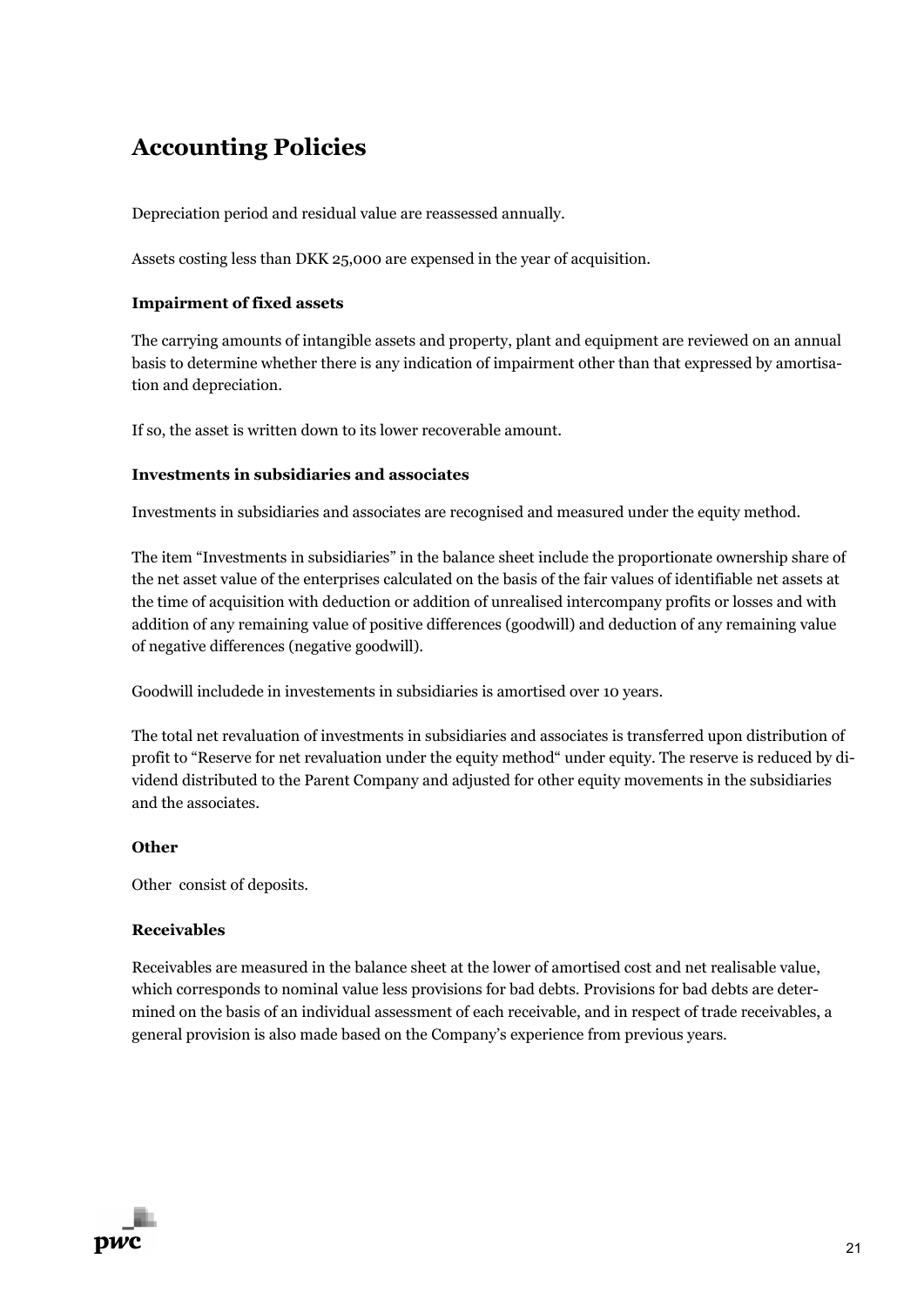# Accounting Policies

Depreciation period and residual value are reassessed annually.

Assets costing less than DKK 25,000 are expensed in the year of acquisition.

### Impairment of fixed assets

The carrying amounts of intangible assets and property, plant and equipment are reviewed on an annual basis to determine whether there is any indication of impairment other than that expressed by amortisation and depreciation.

If so, the asset is written down to its lower recoverable amount.

### Investments in subsidiaries and associates

Investments in subsidiaries and associates are recognised and measured under the equity method.

The item "Investments in subsidiaries" in the balance sheet include the proportionate ownership share of the net asset value of the enterprises calculated on the basis of the fair values of identifiable net assets at the time of acquisition with deduction or addition of unrealised intercompany profits or losses and with addition of any remaining value of positive differences (goodwill) and deduction of any remaining value of negative differences (negative goodwill).

Goodwill includede in investements in subsidiaries is amortised over 10 years.

The total net revaluation of investments in subsidiaries and associates is transferred upon distribution of profit to "Reserve for net revaluation under the equity method" under equity. The reserve is reduced by dividend distributed to the Parent Company and adjusted for other equity movements in the subsidiaries and the associates.

### Other

Other consist of deposits.

### Receivables

Receivables are measured in the balance sheet at the lower of amortised cost and net realisable value, which corresponds to nominal value less provisions for bad debts. Provisions for bad debts are determined on the basis of an individual assessment of each receivable, and in respect of trade receivables, a general provision is also made based on the Company's experience from previous years.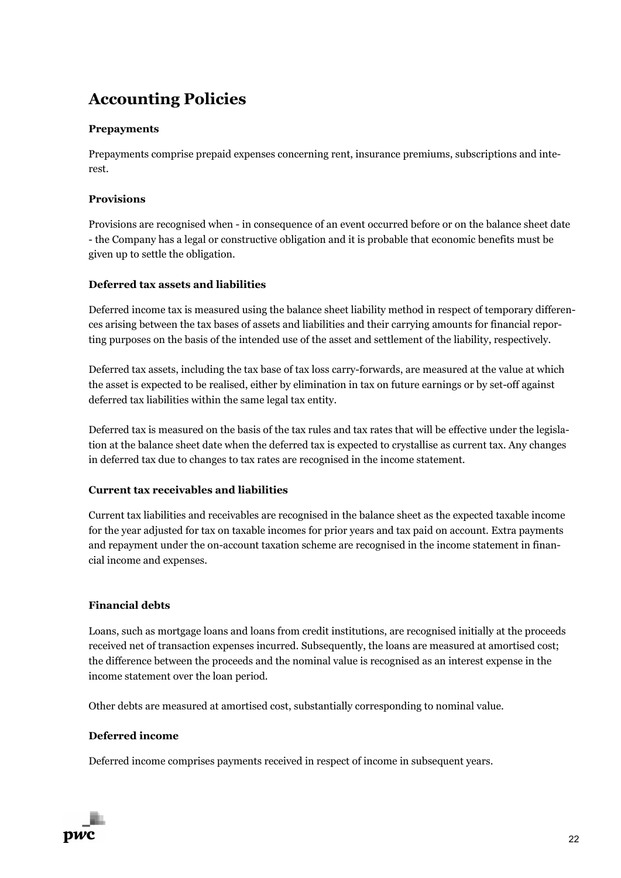# Accounting Policies

### Prepayments

Prepayments comprise prepaid expenses concerning rent, insurance premiums, subscriptions and interest.

### Provisions

Provisions are recognised when - in consequence of an event occurred before or on the balance sheet date - the Company has a legal or constructive obligation and it is probable that economic benefits must be given up to settle the obligation.

### Deferred tax assets and liabilities

Deferred income tax is measured using the balance sheet liability method in respect of temporary differences arising between the tax bases of assets and liabilities and their carrying amounts for financial reporting purposes on the basis of the intended use of the asset and settlement of the liability, respectively.

Deferred tax assets, including the tax base of tax loss carry-forwards, are measured at the value at which the asset is expected to be realised, either by elimination in tax on future earnings or by set-off against deferred tax liabilities within the same legal tax entity.

Deferred tax is measured on the basis of the tax rules and tax rates that will be effective under the legislation at the balance sheet date when the deferred tax is expected to crystallise as current tax. Any changes in deferred tax due to changes to tax rates are recognised in the income statement.

### Current tax receivables and liabilities

Current tax liabilities and receivables are recognised in the balance sheet as the expected taxable income for the year adjusted for tax on taxable incomes for prior years and tax paid on account. Extra payments and repayment under the on-account taxation scheme are recognised in the income statement in financial income and expenses.

### Financial debts

Loans, such as mortgage loans and loans from credit institutions, are recognised initially at the proceeds received net of transaction expenses incurred. Subsequently, the loans are measured at amortised cost; the difference between the proceeds and the nominal value is recognised as an interest expense in the income statement over the loan period.

Other debts are measured at amortised cost, substantially corresponding to nominal value.

### Deferred income

Deferred income comprises payments received in respect of income in subsequent years.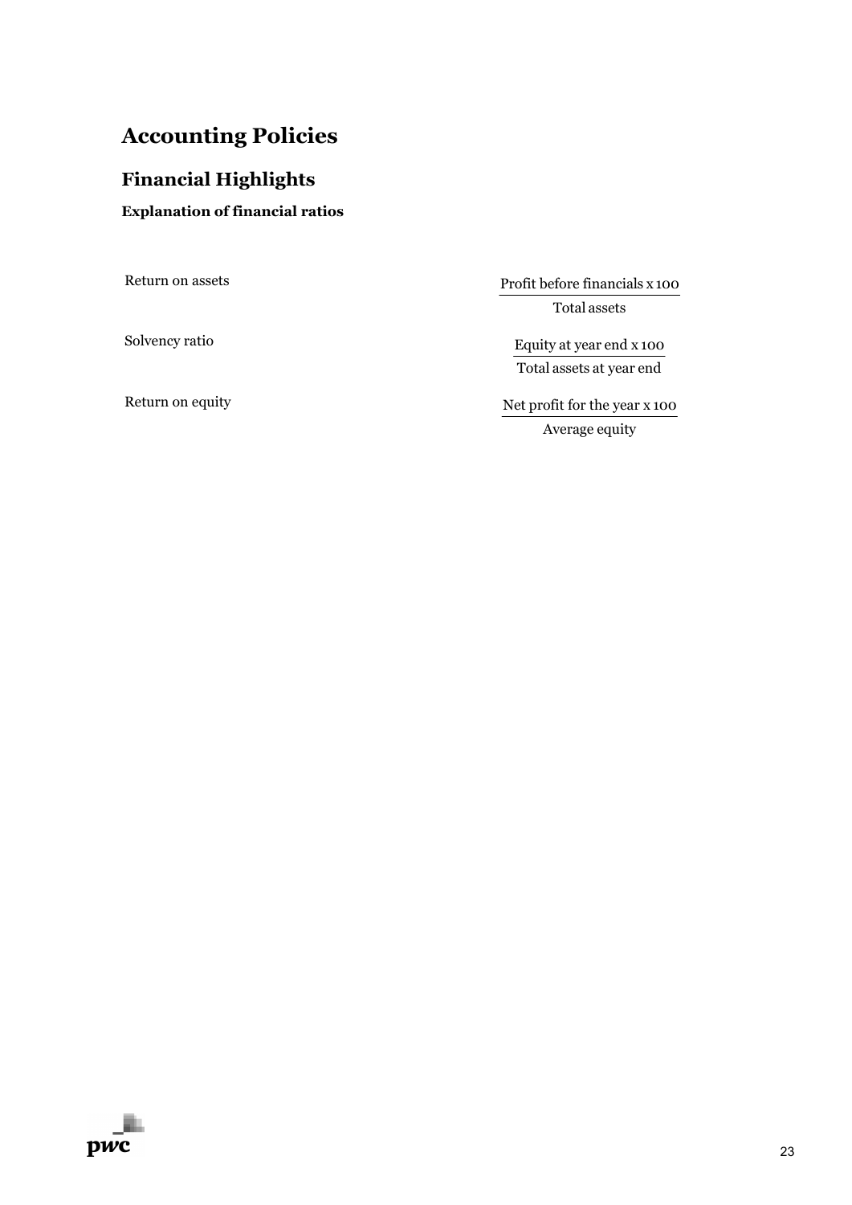# Accounting Policies

## Financial Highlights

### Explanation of financial ratios

| | |
|---|---|
| Return on assets | $\frac{\text{Profit before financials x 100}}{\text{Total assets}}$ |
| Solvency ratio | $\frac{\text{Equity at year end x 100}}{\text{Total assets at year end}}$ |
| Return on equity | $\frac{\text{Net profit for the year x 100}}{\text{Average equity}}$ |